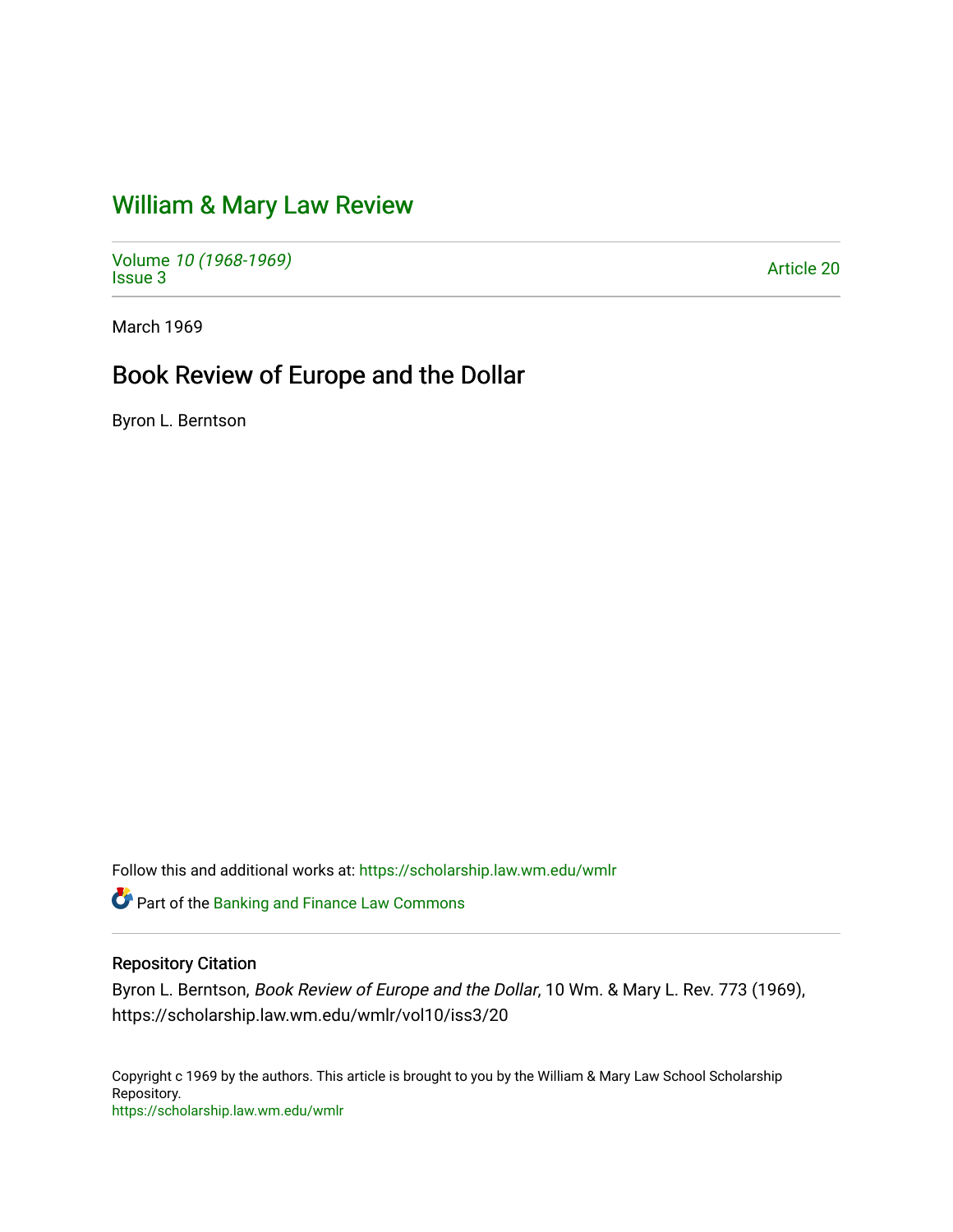# William & Mary Law Review

Volume *10 (1968-1969)*
Issue 3

Article 20

March 1969

## Book Review of Europe and the Dollar

Byron L. Berntson

Follow this and additional works at: https://scholarship.law.wm.edu/wmlr

Part of the Banking and Finance Law Commons

### Repository Citation

Byron L. Berntson, *Book Review of Europe and the Dollar*, 10 Wm. & Mary L. Rev. 773 (1969), https://scholarship.law.wm.edu/wmlr/vol10/iss3/20

Copyright c 1969 by the authors. This article is brought to you by the William & Mary Law School Scholarship Repository.
https://scholarship.law.wm.edu/wmlr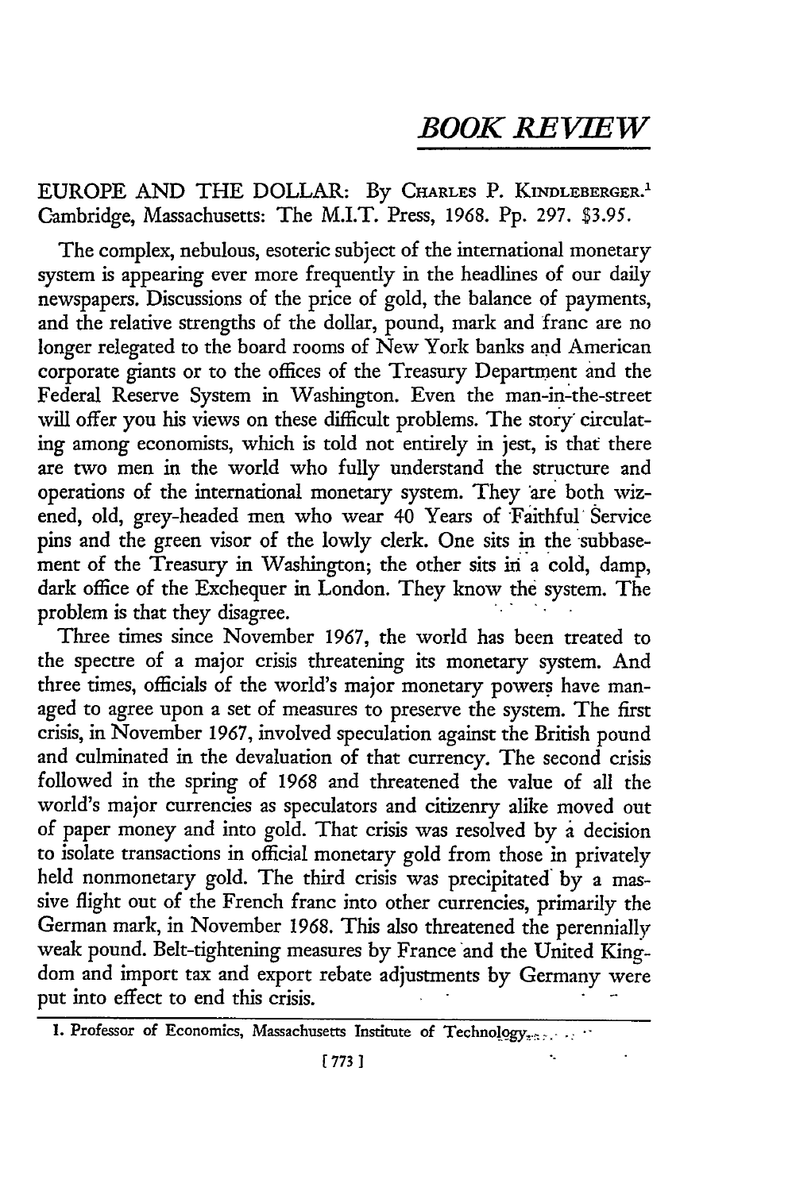# *BOOK REVIEW*

EUROPE AND THE DOLLAR: By CHARLES P. KINDLEBERGER.[1] Cambridge, Massachusetts: The M.I.T. Press, 1968. Pp. 297. $3.95.

The complex, nebulous, esoteric subject of the international monetary system is appearing ever more frequently in the headlines of our daily newspapers. Discussions of the price of gold, the balance of payments, and the relative strengths of the dollar, pound, mark and franc are no longer relegated to the board rooms of New York banks and American corporate giants or to the offices of the Treasury Department and the Federal Reserve System in Washington. Even the man-in-the-street will offer you his views on these difficult problems. The story circulating among economists, which is told not entirely in jest, is that there are two men in the world who fully understand the structure and operations of the international monetary system. They are both wizened, old, grey-headed men who wear 40 Years of Faithful Service pins and the green visor of the lowly clerk. One sits in the subbasement of the Treasury in Washington; the other sits in a cold, damp, dark office of the Exchequer in London. They know the system. The problem is that they disagree.

Three times since November 1967, the world has been treated to the spectre of a major crisis threatening its monetary system. And three times, officials of the world's major monetary powers have managed to agree upon a set of measures to preserve the system. The first crisis, in November 1967, involved speculation against the British pound and culminated in the devaluation of that currency. The second crisis followed in the spring of 1968 and threatened the value of all the world's major currencies as speculators and citizenry alike moved out of paper money and into gold. That crisis was resolved by a decision to isolate transactions in official monetary gold from those in privately held nonmonetary gold. The third crisis was precipitated by a massive flight out of the French franc into other currencies, primarily the German mark, in November 1968. This also threatened the perennially weak pound. Belt-tightening measures by France and the United Kingdom and import tax and export rebate adjustments by Germany were put into effect to end this crisis.

1. Professor of Economics, Massachusetts Institute of Technology.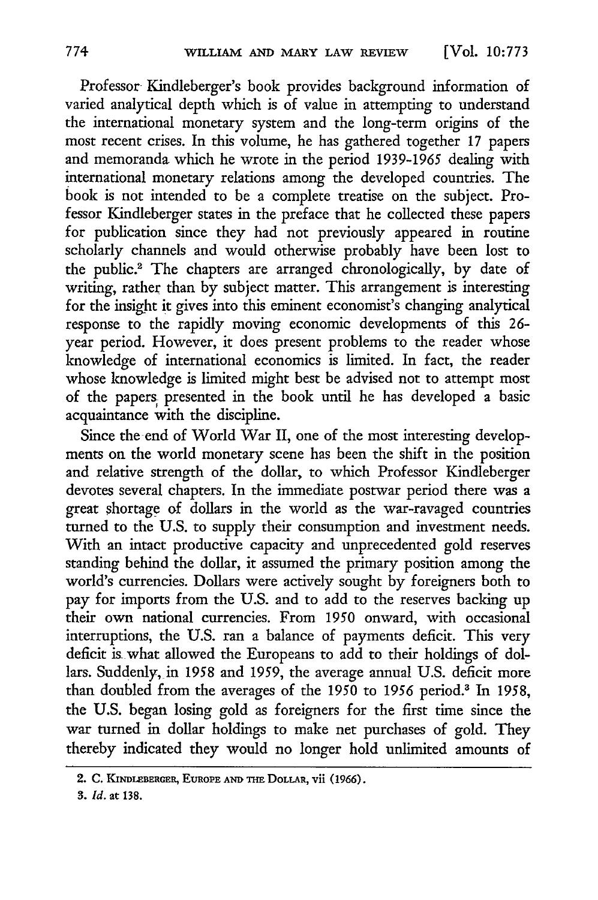Professor Kindleberger's book provides background information of varied analytical depth which is of value in attempting to understand the international monetary system and the long-term origins of the most recent crises. In this volume, he has gathered together 17 papers and memoranda which he wrote in the period 1939-1965 dealing with international monetary relations among the developed countries. The book is not intended to be a complete treatise on the subject. Professor Kindleberger states in the preface that he collected these papers for publication since they had not previously appeared in routine scholarly channels and would otherwise probably have been lost to the public.[2] The chapters are arranged chronologically, by date of writing, rather than by subject matter. This arrangement is interesting for the insight it gives into this eminent economist's changing analytical response to the rapidly moving economic developments of this 26-year period. However, it does present problems to the reader whose knowledge of international economics is limited. In fact, the reader whose knowledge is limited might best be advised not to attempt most of the papers presented in the book until he has developed a basic acquaintance with the discipline.

Since the end of World War II, one of the most interesting developments on the world monetary scene has been the shift in the position and relative strength of the dollar, to which Professor Kindleberger devotes several chapters. In the immediate postwar period there was a great shortage of dollars in the world as the war-ravaged countries turned to the U.S. to supply their consumption and investment needs. With an intact productive capacity and unprecedented gold reserves standing behind the dollar, it assumed the primary position among the world's currencies. Dollars were actively sought by foreigners both to pay for imports from the U.S. and to add to the reserves backing up their own national currencies. From 1950 onward, with occasional interruptions, the U.S. ran a balance of payments deficit. This very deficit is what allowed the Europeans to add to their holdings of dollars. Suddenly, in 1958 and 1959, the average annual U.S. deficit more than doubled from the averages of the 1950 to 1956 period.[3] In 1958, the U.S. began losing gold as foreigners for the first time since the war turned in dollar holdings to make net purchases of gold. They thereby indicated they would no longer hold unlimited amounts of

---

2. C. KINDLEBERGER, EUROPE AND THE DOLLAR, vii (1966).

3. *Id.* at 138.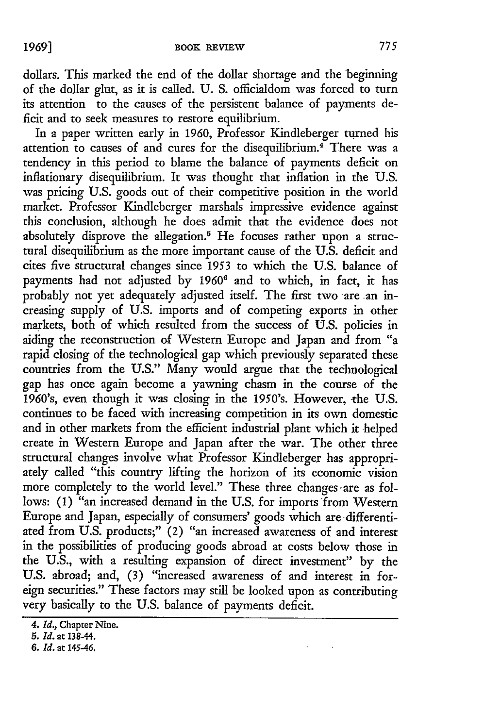dollars. This marked the end of the dollar shortage and the beginning of the dollar glut, as it is called. U. S. officialdom was forced to turn its attention to the causes of the persistent balance of payments deficit and to seek measures to restore equilibrium.

In a paper written early in 1960, Professor Kindleberger turned his attention to causes of and cures for the disequilibrium.[4] There was a tendency in this period to blame the balance of payments deficit on inflationary disequilibrium. It was thought that inflation in the U.S. was pricing U.S. goods out of their competitive position in the world market. Professor Kindleberger marshals impressive evidence against this conclusion, although he does admit that the evidence does not absolutely disprove the allegation.[5] He focuses rather upon a structural disequilibrium as the more important cause of the U.S. deficit and cites five structural changes since 1953 to which the U.S. balance of payments had not adjusted by 1960[6] and to which, in fact, it has probably not yet adequately adjusted itself. The first two are an increasing supply of U.S. imports and of competing exports in other markets, both of which resulted from the success of U.S. policies in aiding the reconstruction of Western Europe and Japan and from "a rapid closing of the technological gap which previously separated these countries from the U.S." Many would argue that the technological gap has once again become a yawning chasm in the course of the 1960's, even though it was closing in the 1950's. However, the U.S. continues to be faced with increasing competition in its own domestic and in other markets from the efficient industrial plant which it helped create in Western Europe and Japan after the war. The other three structural changes involve what Professor Kindleberger has appropriately called "this country lifting the horizon of its economic vision more completely to the world level." These three changes are as follows: (1) "an increased demand in the U.S. for imports from Western Europe and Japan, especially of consumers' goods which are differentiated from U.S. products;" (2) "an increased awareness of and interest in the possibilities of producing goods abroad at costs below those in the U.S., with a resulting expansion of direct investment" by the U.S. abroad; and, (3) "increased awareness of and interest in foreign securities." These factors may still be looked upon as contributing very basically to the U.S. balance of payments deficit.

---

4. *Id.,* Chapter Nine.
5. *Id.* at 138-44.
6. *Id.* at 145-46.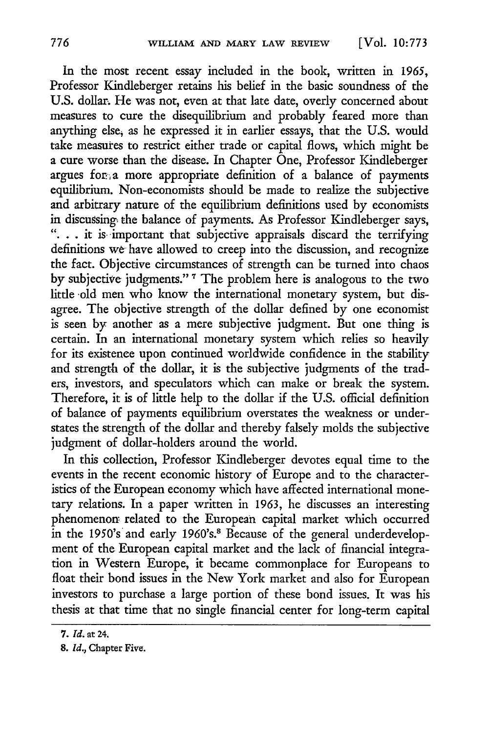In the most recent essay included in the book, written in 1965, Professor Kindleberger retains his belief in the basic soundness of the U.S. dollar. He was not, even at that late date, overly concerned about measures to cure the disequilibrium and probably feared more than anything else, as he expressed it in earlier essays, that the U.S. would take measures to restrict either trade or capital flows, which might be a cure worse than the disease. In Chapter One, Professor Kindleberger argues for a more appropriate definition of a balance of payments equilibrium. Non-economists should be made to realize the subjective and arbitrary nature of the equilibrium definitions used by economists in discussing the balance of payments. As Professor Kindleberger says, ". . . it is important that subjective appraisals discard the terrifying definitions we have allowed to creep into the discussion, and recognize the fact. Objective circumstances of strength can be turned into chaos by subjective judgments." [7] The problem here is analogous to the two little old men who know the international monetary system, but disagree. The objective strength of the dollar defined by one economist is seen by another as a mere subjective judgment. But one thing is certain. In an international monetary system which relies so heavily for its existence upon continued worldwide confidence in the stability and strength of the dollar, it is the subjective judgments of the traders, investors, and speculators which can make or break the system. Therefore, it is of little help to the dollar if the U.S. official definition of balance of payments equilibrium overstates the weakness or understates the strength of the dollar and thereby falsely molds the subjective judgment of dollar-holders around the world.

In this collection, Professor Kindleberger devotes equal time to the events in the recent economic history of Europe and to the characteristics of the European economy which have affected international monetary relations. In a paper written in 1963, he discusses an interesting phenomenon related to the European capital market which occurred in the 1950's and early 1960's.[8] Because of the general underdevelopment of the European capital market and the lack of financial integration in Western Europe, it became commonplace for Europeans to float their bond issues in the New York market and also for European investors to purchase a large portion of these bond issues. It was his thesis at that time that no single financial center for long-term capital

---

7. *Id.* at 24.

8. *Id.*, Chapter Five.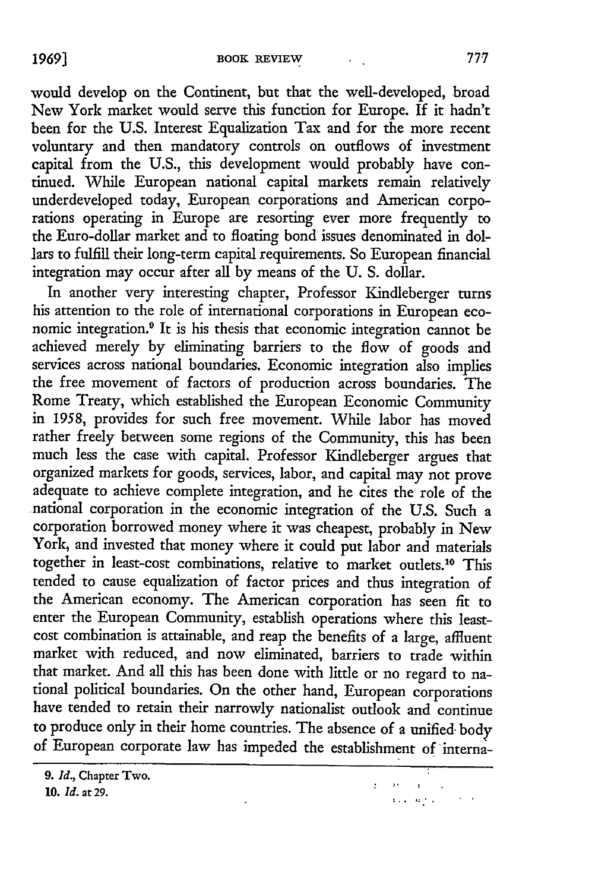would develop on the Continent, but that the well-developed, broad New York market would serve this function for Europe. If it hadn't been for the U.S. Interest Equalization Tax and for the more recent voluntary and then mandatory controls on outflows of investment capital from the U.S., this development would probably have continued. While European national capital markets remain relatively underdeveloped today, European corporations and American corporations operating in Europe are resorting ever more frequently to the Euro-dollar market and to floating bond issues denominated in dollars to fulfill their long-term capital requirements. So European financial integration may occur after all by means of the U. S. dollar.

In another very interesting chapter, Professor Kindleberger turns his attention to the role of international corporations in European economic integration.[9] It is his thesis that economic integration cannot be achieved merely by eliminating barriers to the flow of goods and services across national boundaries. Economic integration also implies the free movement of factors of production across boundaries. The Rome Treaty, which established the European Economic Community in 1958, provides for such free movement. While labor has moved rather freely between some regions of the Community, this has been much less the case with capital. Professor Kindleberger argues that organized markets for goods, services, labor, and capital may not prove adequate to achieve complete integration, and he cites the role of the national corporation in the economic integration of the U.S. Such a corporation borrowed money where it was cheapest, probably in New York, and invested that money where it could put labor and materials together in least-cost combinations, relative to market outlets.[10] This tended to cause equalization of factor prices and thus integration of the American economy. The American corporation has seen fit to enter the European Community, establish operations where this least-cost combination is attainable, and reap the benefits of a large, affluent market with reduced, and now eliminated, barriers to trade within that market. And all this has been done with little or no regard to national political boundaries. On the other hand, European corporations have tended to retain their narrowly nationalist outlook and continue to produce only in their home countries. The absence of a unified body of European corporate law has impeded the establishment of interna-

---

9. *Id.*, Chapter Two.

10. *Id.* at 29.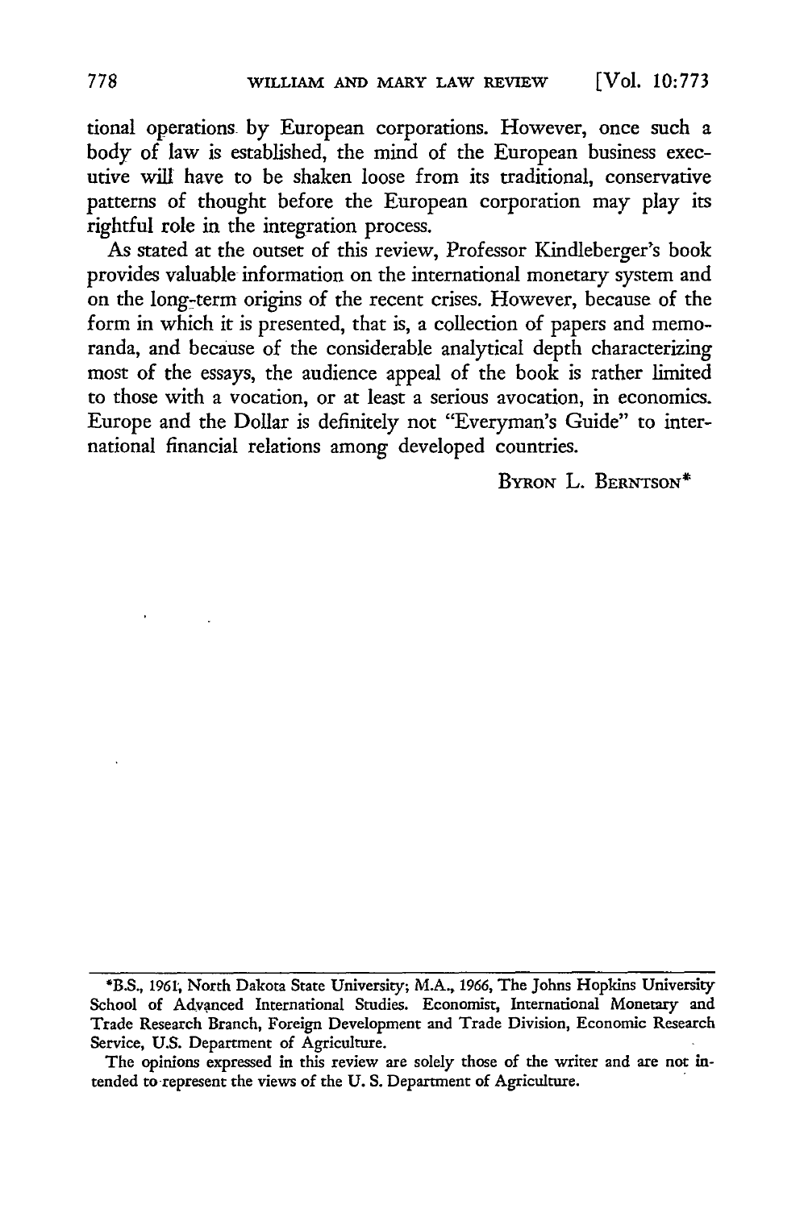tional operations by European corporations. However, once such a body of law is established, the mind of the European business executive will have to be shaken loose from its traditional, conservative patterns of thought before the European corporation may play its rightful role in the integration process.

As stated at the outset of this review, Professor Kindleberger's book provides valuable information on the international monetary system and on the long-term origins of the recent crises. However, because of the form in which it is presented, that is, a collection of papers and memoranda, and because of the considerable analytical depth characterizing most of the essays, the audience appeal of the book is rather limited to those with a vocation, or at least a serious avocation, in economics. Europe and the Dollar is definitely not "Everyman's Guide" to international financial relations among developed countries.

BYRON L. BERNTSON*

---

*B.S., 1961, North Dakota State University; M.A., 1966, The Johns Hopkins University School of Advanced International Studies. Economist, International Monetary and Trade Research Branch, Foreign Development and Trade Division, Economic Research Service, U.S. Department of Agriculture.

The opinions expressed in this review are solely those of the writer and are not intended to represent the views of the U. S. Department of Agriculture.